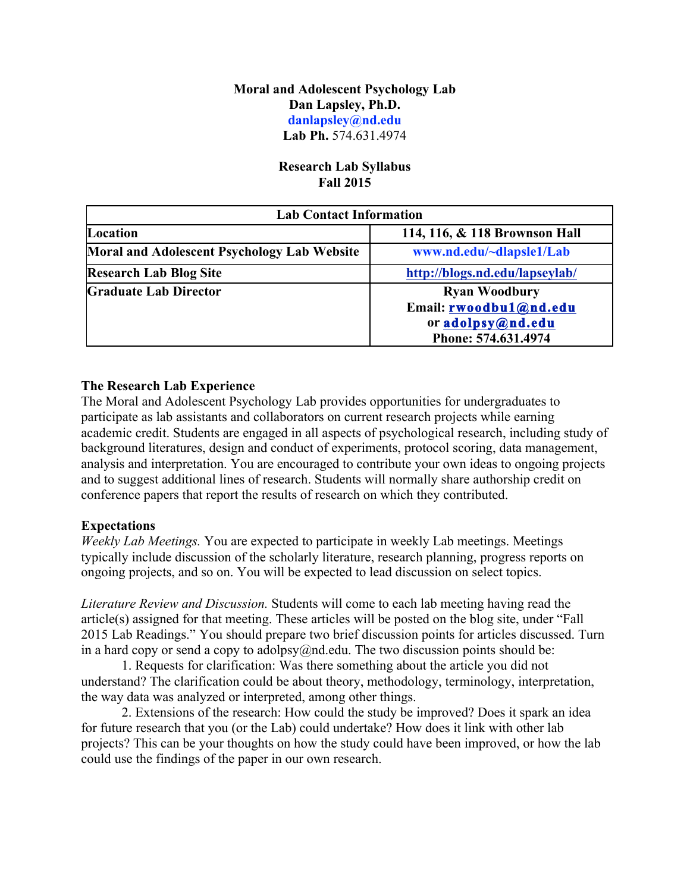**Moral and Adolescent Psychology Lab**
**Dan Lapsley, Ph.D.**
**danlapsley@nd.edu**
**Lab Ph.** 574.631.4974

**Research Lab Syllabus**
**Fall 2015**

| **Lab Contact Information** | |
|---|---|
| **Location** | **114, 116, & 118 Brownson Hall** |
| **Moral and Adolescent Psychology Lab Website** | **www.nd.edu/~dlapsle1/Lab** |
| **Research Lab Blog Site** | **http://blogs.nd.edu/lapseylab/** |
| **Graduate Lab Director** | **Ryan Woodbury**<br>**Email: rwoodbu1@nd.edu**<br>**or adolpsy@nd.edu**<br>**Phone: 574.631.4974** |

## The Research Lab Experience

The Moral and Adolescent Psychology Lab provides opportunities for undergraduates to participate as lab assistants and collaborators on current research projects while earning academic credit. Students are engaged in all aspects of psychological research, including study of background literatures, design and conduct of experiments, protocol scoring, data management, analysis and interpretation. You are encouraged to contribute your own ideas to ongoing projects and to suggest additional lines of research. Students will normally share authorship credit on conference papers that report the results of research on which they contributed.

## Expectations

*Weekly Lab Meetings.* You are expected to participate in weekly Lab meetings. Meetings typically include discussion of the scholarly literature, research planning, progress reports on ongoing projects, and so on. You will be expected to lead discussion on select topics.

*Literature Review and Discussion.* Students will come to each lab meeting having read the article(s) assigned for that meeting. These articles will be posted on the blog site, under "Fall 2015 Lab Readings." You should prepare two brief discussion points for articles discussed. Turn in a hard copy or send a copy to adolpsy@nd.edu. The two discussion points should be:

1. Requests for clarification: Was there something about the article you did not understand? The clarification could be about theory, methodology, terminology, interpretation, the way data was analyzed or interpreted, among other things.
2. Extensions of the research: How could the study be improved? Does it spark an idea for future research that you (or the Lab) could undertake? How does it link with other lab projects? This can be your thoughts on how the study could have been improved, or how the lab could use the findings of the paper in our own research.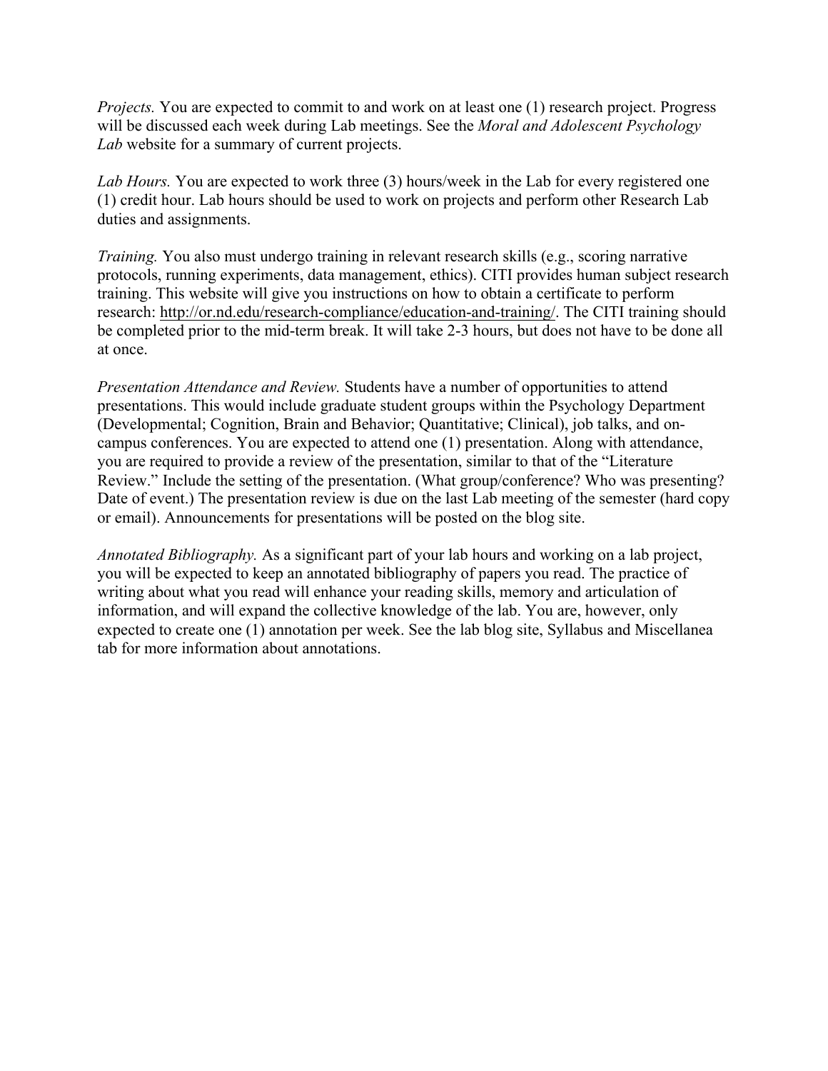*Projects.* You are expected to commit to and work on at least one (1) research project. Progress will be discussed each week during Lab meetings. See the *Moral and Adolescent Psychology Lab* website for a summary of current projects.

*Lab Hours.* You are expected to work three (3) hours/week in the Lab for every registered one (1) credit hour. Lab hours should be used to work on projects and perform other Research Lab duties and assignments.

*Training.* You also must undergo training in relevant research skills (e.g., scoring narrative protocols, running experiments, data management, ethics). CITI provides human subject research training. This website will give you instructions on how to obtain a certificate to perform research: http://or.nd.edu/research-compliance/education-and-training/. The CITI training should be completed prior to the mid-term break. It will take 2-3 hours, but does not have to be done all at once.

*Presentation Attendance and Review.* Students have a number of opportunities to attend presentations. This would include graduate student groups within the Psychology Department (Developmental; Cognition, Brain and Behavior; Quantitative; Clinical), job talks, and on-campus conferences. You are expected to attend one (1) presentation. Along with attendance, you are required to provide a review of the presentation, similar to that of the "Literature Review." Include the setting of the presentation. (What group/conference? Who was presenting? Date of event.) The presentation review is due on the last Lab meeting of the semester (hard copy or email). Announcements for presentations will be posted on the blog site.

*Annotated Bibliography.* As a significant part of your lab hours and working on a lab project, you will be expected to keep an annotated bibliography of papers you read. The practice of writing about what you read will enhance your reading skills, memory and articulation of information, and will expand the collective knowledge of the lab. You are, however, only expected to create one (1) annotation per week. See the lab blog site, Syllabus and Miscellanea tab for more information about annotations.